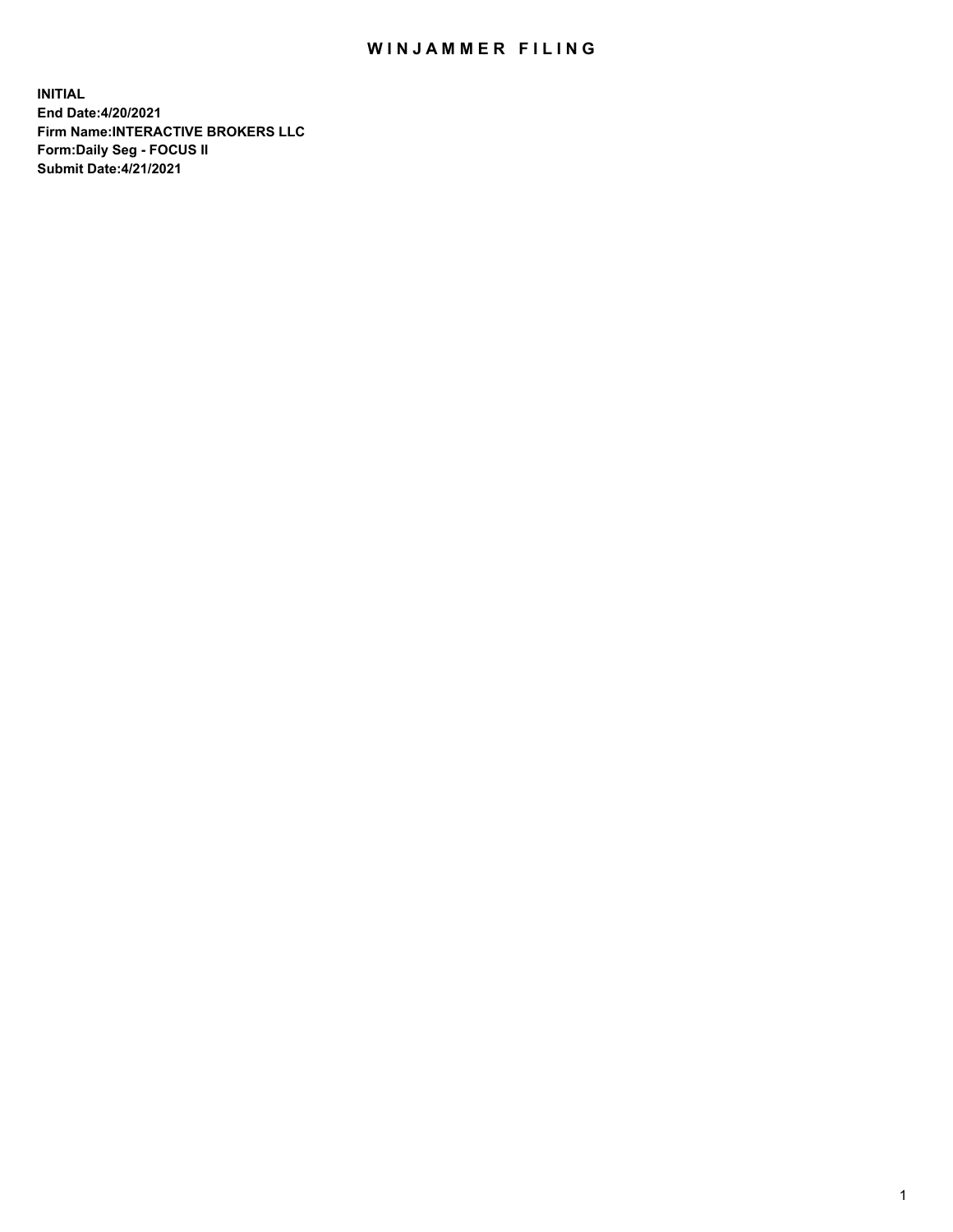# WINJAMMER FILING

**INITIAL**
**End Date:4/20/2021**
**Firm Name:INTERACTIVE BROKERS LLC**
**Form:Daily Seg - FOCUS II**
**Submit Date:4/21/2021**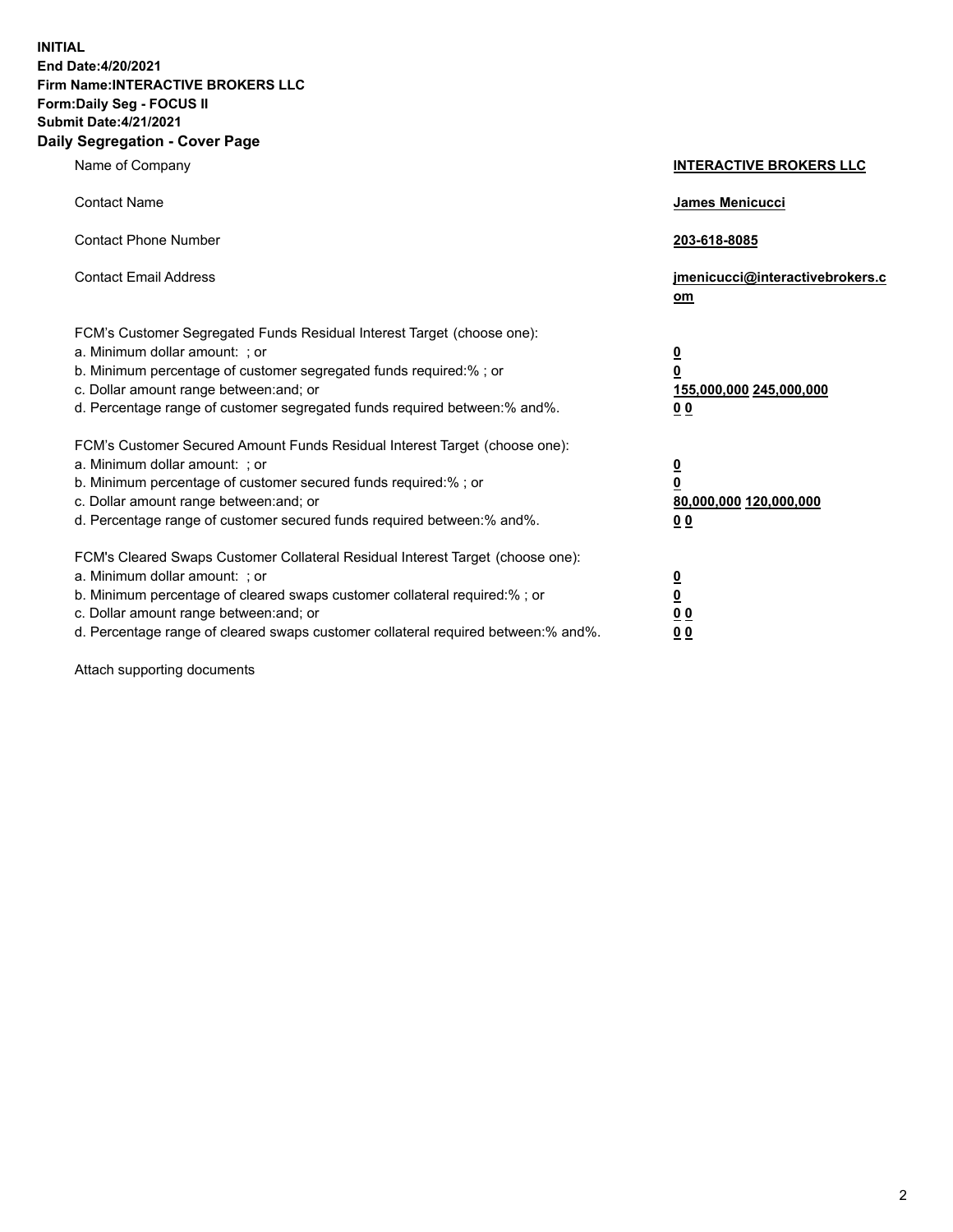**INITIAL**
**End Date:4/20/2021**
**Firm Name:INTERACTIVE BROKERS LLC**
**Form:Daily Seg - FOCUS II**
**Submit Date:4/21/2021**

## Daily Segregation - Cover Page

| | |
|---|---|
| Name of Company | **INTERACTIVE BROKERS LLC** |
| Contact Name | **James Menicucci** |
| Contact Phone Number | **203-618-8085** |
| Contact Email Address | **jmenicucci@interactivebrokers.com** |

FCM's Customer Segregated Funds Residual Interest Target (choose one):

| | |
|---|---|
| a. Minimum dollar amount: ; or | **0** |
| b. Minimum percentage of customer segregated funds required:% ; or | **0** |
| c. Dollar amount range between:and; or | **155,000,000 245,000,000** |
| d. Percentage range of customer segregated funds required between:% and%. | **0 0** |

FCM's Customer Secured Amount Funds Residual Interest Target (choose one):

| | |
|---|---|
| a. Minimum dollar amount: ; or | **0** |
| b. Minimum percentage of customer secured funds required:% ; or | **0** |
| c. Dollar amount range between:and; or | **80,000,000 120,000,000** |
| d. Percentage range of customer secured funds required between:% and%. | **0 0** |

FCM's Cleared Swaps Customer Collateral Residual Interest Target (choose one):

| | |
|---|---|
| a. Minimum dollar amount: ; or | **0** |
| b. Minimum percentage of cleared swaps customer collateral required:% ; or | **0** |
| c. Dollar amount range between:and; or | **0 0** |
| d. Percentage range of cleared swaps customer collateral required between:% and%. | **0 0** |

Attach supporting documents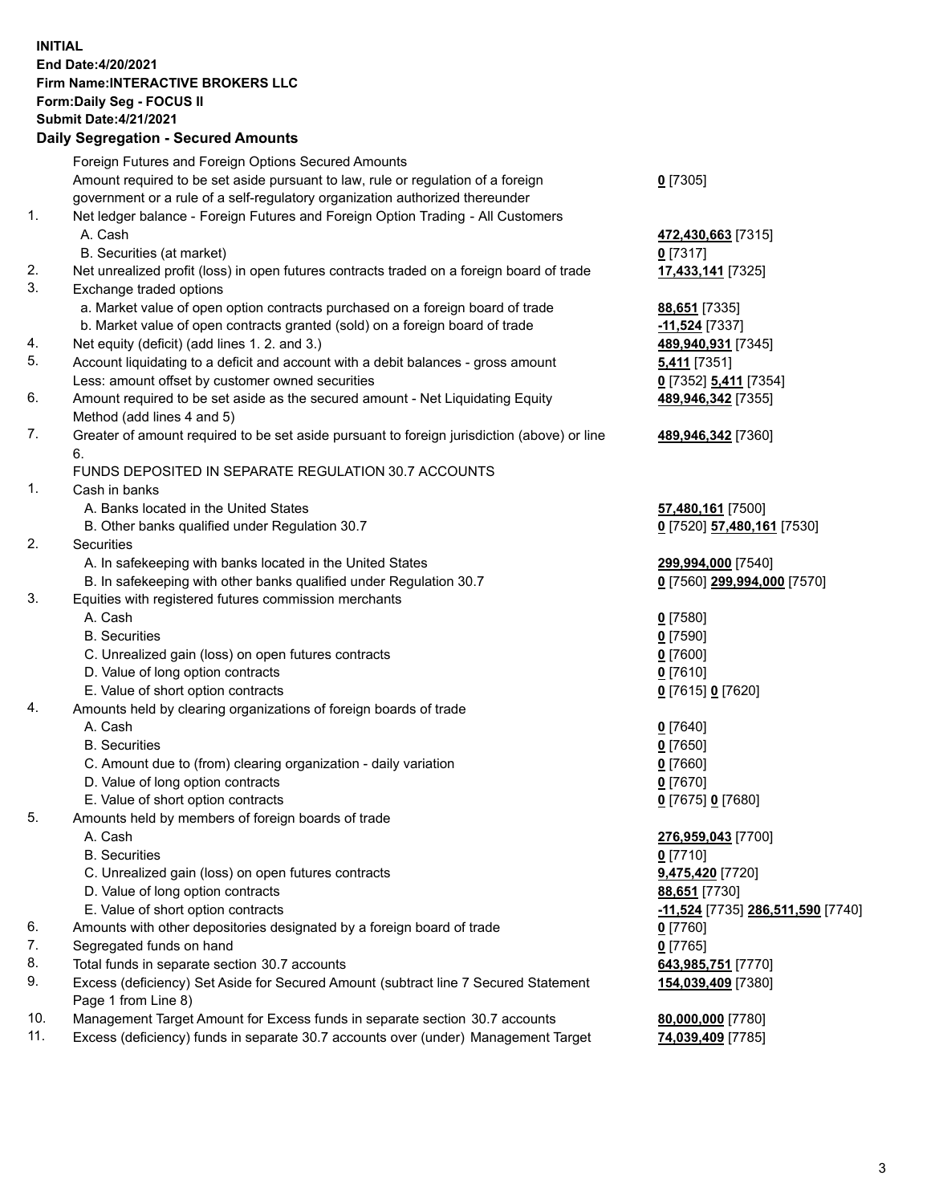**INITIAL**
**End Date:4/20/2021**
**Firm Name:INTERACTIVE BROKERS LLC**
**Form:Daily Seg - FOCUS II**
**Submit Date:4/21/2021**

## Daily Segregation - Secured Amounts

| | | |
|---|---|---|
| | Foreign Futures and Foreign Options Secured Amounts | |
| | Amount required to be set aside pursuant to law, rule or regulation of a foreign government or a rule of a self-regulatory organization authorized thereunder | **0** [7305] |
| 1. | Net ledger balance - Foreign Futures and Foreign Option Trading - All Customers | |
| | A. Cash | **472,430,663** [7315] |
| | B. Securities (at market) | **0** [7317] |
| 2. | Net unrealized profit (loss) in open futures contracts traded on a foreign board of trade | **17,433,141** [7325] |
| 3. | Exchange traded options | |
| | a. Market value of open option contracts purchased on a foreign board of trade | **88,651** [7335] |
| | b. Market value of open contracts granted (sold) on a foreign board of trade | **-11,524** [7337] |
| 4. | Net equity (deficit) (add lines 1. 2. and 3.) | **489,940,931** [7345] |
| 5. | Account liquidating to a deficit and account with a debit balances - gross amount | **5,411** [7351] |
| | Less: amount offset by customer owned securities | **0** [7352] **5,411** [7354] |
| 6. | Amount required to be set aside as the secured amount - Net Liquidating Equity Method (add lines 4 and 5) | **489,946,342** [7355] |
| 7. | Greater of amount required to be set aside pursuant to foreign jurisdiction (above) or line 6. | **489,946,342** [7360] |
| | FUNDS DEPOSITED IN SEPARATE REGULATION 30.7 ACCOUNTS | |
| 1. | Cash in banks | |
| | A. Banks located in the United States | **57,480,161** [7500] |
| | B. Other banks qualified under Regulation 30.7 | **0** [7520] **57,480,161** [7530] |
| 2. | Securities | |
| | A. In safekeeping with banks located in the United States | **299,994,000** [7540] |
| | B. In safekeeping with other banks qualified under Regulation 30.7 | **0** [7560] **299,994,000** [7570] |
| 3. | Equities with registered futures commission merchants | |
| | A. Cash | **0** [7580] |
| | B. Securities | **0** [7590] |
| | C. Unrealized gain (loss) on open futures contracts | **0** [7600] |
| | D. Value of long option contracts | **0** [7610] |
| | E. Value of short option contracts | **0** [7615] **0** [7620] |
| 4. | Amounts held by clearing organizations of foreign boards of trade | |
| | A. Cash | **0** [7640] |
| | B. Securities | **0** [7650] |
| | C. Amount due to (from) clearing organization - daily variation | **0** [7660] |
| | D. Value of long option contracts | **0** [7670] |
| | E. Value of short option contracts | **0** [7675] **0** [7680] |
| 5. | Amounts held by members of foreign boards of trade | |
| | A. Cash | **276,959,043** [7700] |
| | B. Securities | **0** [7710] |
| | C. Unrealized gain (loss) on open futures contracts | **9,475,420** [7720] |
| | D. Value of long option contracts | **88,651** [7730] |
| | E. Value of short option contracts | **-11,524** [7735] **286,511,590** [7740] |
| 6. | Amounts with other depositories designated by a foreign board of trade | **0** [7760] |
| 7. | Segregated funds on hand | **0** [7765] |
| 8. | Total funds in separate section 30.7 accounts | **643,985,751** [7770] |
| 9. | Excess (deficiency) Set Aside for Secured Amount (subtract line 7 Secured Statement Page 1 from Line 8) | **154,039,409** [7380] |
| 10. | Management Target Amount for Excess funds in separate section 30.7 accounts | **80,000,000** [7780] |
| 11. | Excess (deficiency) funds in separate 30.7 accounts over (under) Management Target | **74,039,409** [7785] |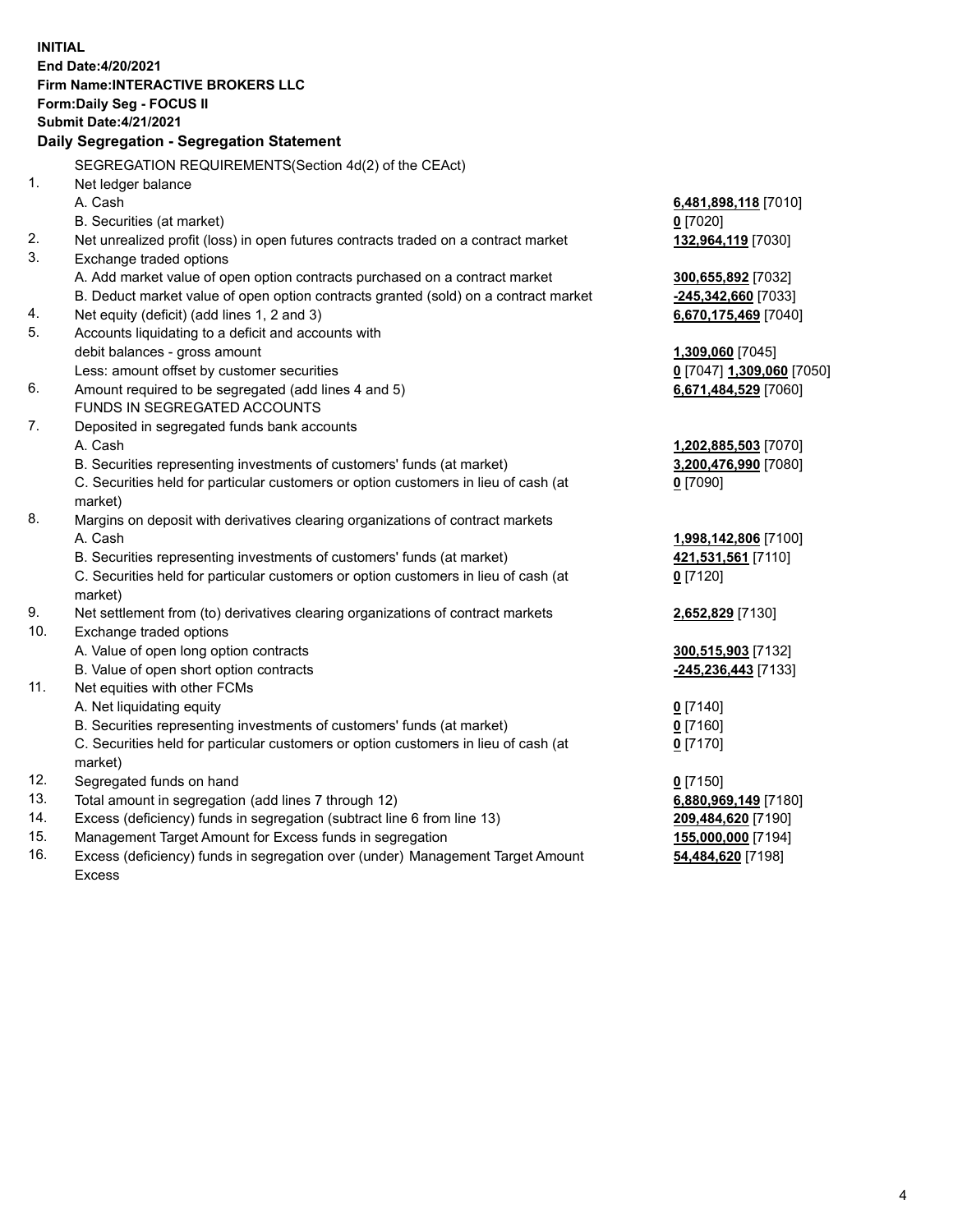**INITIAL**
**End Date:4/20/2021**
**Firm Name:INTERACTIVE BROKERS LLC**
**Form:Daily Seg - FOCUS II**
**Submit Date:4/21/2021**

**Daily Segregation - Segregation Statement**

SEGREGATION REQUIREMENTS(Section 4d(2) of the CEAct)

| | | |
|---|---|---|
| 1. | Net ledger balance | |
| | A. Cash | **6,481,898,118** [7010] |
| | B. Securities (at market) | **0** [7020] |
| 2. | Net unrealized profit (loss) in open futures contracts traded on a contract market | **132,964,119** [7030] |
| 3. | Exchange traded options | |
| | A. Add market value of open option contracts purchased on a contract market | **300,655,892** [7032] |
| | B. Deduct market value of open option contracts granted (sold) on a contract market | **-245,342,660** [7033] |
| 4. | Net equity (deficit) (add lines 1, 2 and 3) | **6,670,175,469** [7040] |
| 5. | Accounts liquidating to a deficit and accounts with | |
| | debit balances - gross amount | **1,309,060** [7045] |
| | Less: amount offset by customer securities | **0** [7047] **1,309,060** [7050] |
| 6. | Amount required to be segregated (add lines 4 and 5) | **6,671,484,529** [7060] |
| | FUNDS IN SEGREGATED ACCOUNTS | |
| 7. | Deposited in segregated funds bank accounts | |
| | A. Cash | **1,202,885,503** [7070] |
| | B. Securities representing investments of customers' funds (at market) | **3,200,476,990** [7080] |
| | C. Securities held for particular customers or option customers in lieu of cash (at market) | **0** [7090] |
| 8. | Margins on deposit with derivatives clearing organizations of contract markets | |
| | A. Cash | **1,998,142,806** [7100] |
| | B. Securities representing investments of customers' funds (at market) | **421,531,561** [7110] |
| | C. Securities held for particular customers or option customers in lieu of cash (at market) | **0** [7120] |
| 9. | Net settlement from (to) derivatives clearing organizations of contract markets | **2,652,829** [7130] |
| 10. | Exchange traded options | |
| | A. Value of open long option contracts | **300,515,903** [7132] |
| | B. Value of open short option contracts | **-245,236,443** [7133] |
| 11. | Net equities with other FCMs | |
| | A. Net liquidating equity | **0** [7140] |
| | B. Securities representing investments of customers' funds (at market) | **0** [7160] |
| | C. Securities held for particular customers or option customers in lieu of cash (at market) | **0** [7170] |
| 12. | Segregated funds on hand | **0** [7150] |
| 13. | Total amount in segregation (add lines 7 through 12) | **6,880,969,149** [7180] |
| 14. | Excess (deficiency) funds in segregation (subtract line 6 from line 13) | **209,484,620** [7190] |
| 15. | Management Target Amount for Excess funds in segregation | **155,000,000** [7194] |
| 16. | Excess (deficiency) funds in segregation over (under) Management Target Amount Excess | **54,484,620** [7198] |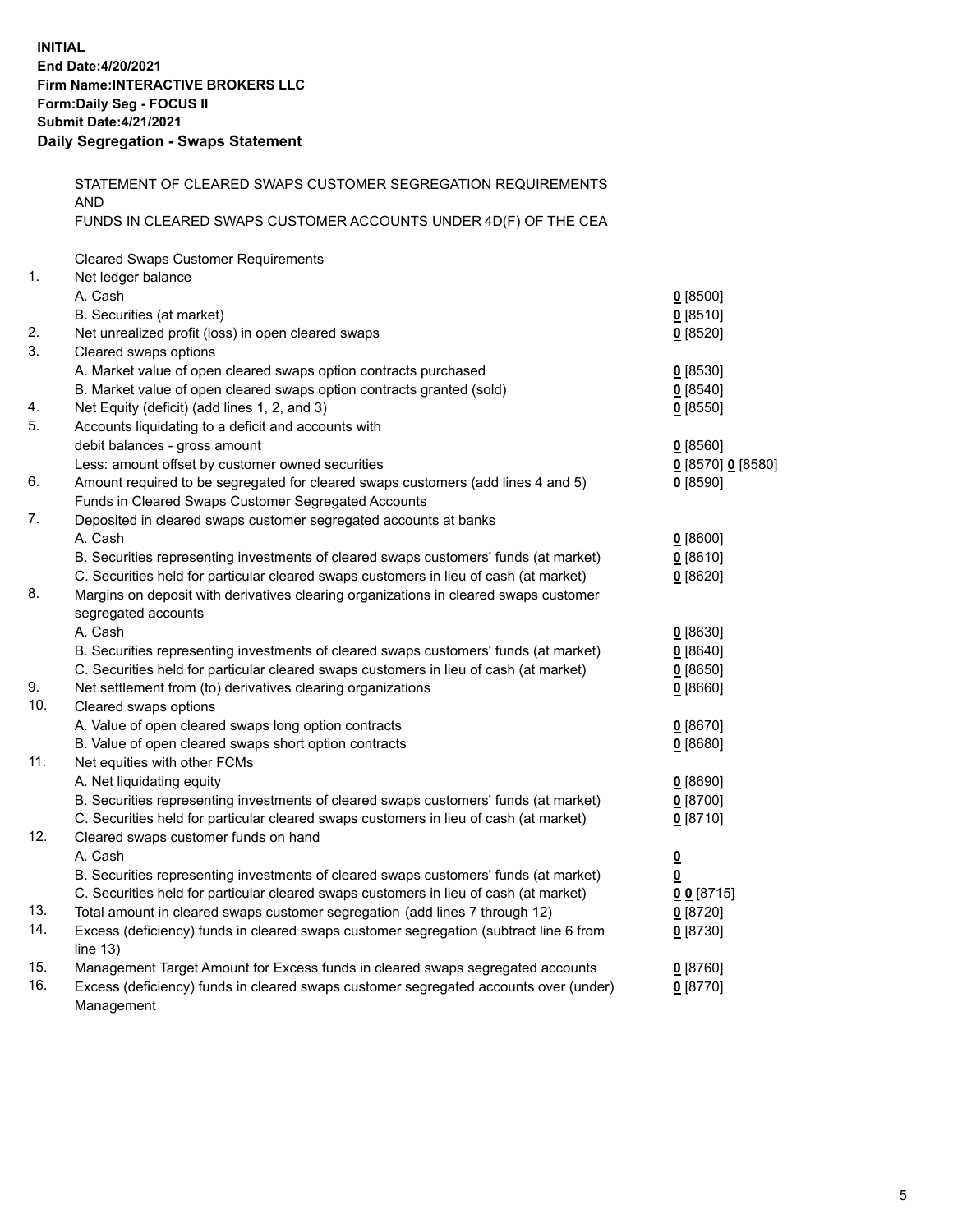**INITIAL**
**End Date:4/20/2021**
**Firm Name:INTERACTIVE BROKERS LLC**
**Form:Daily Seg - FOCUS II**
**Submit Date:4/21/2021**
**Daily Segregation - Swaps Statement**

STATEMENT OF CLEARED SWAPS CUSTOMER SEGREGATION REQUIREMENTS AND FUNDS IN CLEARED SWAPS CUSTOMER ACCOUNTS UNDER 4D(F) OF THE CEA

| | | |
|---|---|---|
| | Cleared Swaps Customer Requirements | |
| 1. | Net ledger balance | |
| | A. Cash | 0 [8500] |
| | B. Securities (at market) | 0 [8510] |
| 2. | Net unrealized profit (loss) in open cleared swaps | 0 [8520] |
| 3. | Cleared swaps options | |
| | A. Market value of open cleared swaps option contracts purchased | 0 [8530] |
| | B. Market value of open cleared swaps option contracts granted (sold) | 0 [8540] |
| 4. | Net Equity (deficit) (add lines 1, 2, and 3) | 0 [8550] |
| 5. | Accounts liquidating to a deficit and accounts with debit balances - gross amount | 0 [8560] |
| | Less: amount offset by customer owned securities | 0 [8570] 0 [8580] |
| 6. | Amount required to be segregated for cleared swaps customers (add lines 4 and 5) | 0 [8590] |
| | Funds in Cleared Swaps Customer Segregated Accounts | |
| 7. | Deposited in cleared swaps customer segregated accounts at banks | |
| | A. Cash | 0 [8600] |
| | B. Securities representing investments of cleared swaps customers' funds (at market) | 0 [8610] |
| | C. Securities held for particular cleared swaps customers in lieu of cash (at market) | 0 [8620] |
| 8. | Margins on deposit with derivatives clearing organizations in cleared swaps customer segregated accounts | |
| | A. Cash | 0 [8630] |
| | B. Securities representing investments of cleared swaps customers' funds (at market) | 0 [8640] |
| | C. Securities held for particular cleared swaps customers in lieu of cash (at market) | 0 [8650] |
| 9. | Net settlement from (to) derivatives clearing organizations | 0 [8660] |
| 10. | Cleared swaps options | |
| | A. Value of open cleared swaps long option contracts | 0 [8670] |
| | B. Value of open cleared swaps short option contracts | 0 [8680] |
| 11. | Net equities with other FCMs | |
| | A. Net liquidating equity | 0 [8690] |
| | B. Securities representing investments of cleared swaps customers' funds (at market) | 0 [8700] |
| | C. Securities held for particular cleared swaps customers in lieu of cash (at market) | 0 [8710] |
| 12. | Cleared swaps customer funds on hand | |
| | A. Cash | 0 |
| | B. Securities representing investments of cleared swaps customers' funds (at market) | 0 |
| | C. Securities held for particular cleared swaps customers in lieu of cash (at market) | 0 0 [8715] |
| 13. | Total amount in cleared swaps customer segregation (add lines 7 through 12) | 0 [8720] |
| 14. | Excess (deficiency) funds in cleared swaps customer segregation (subtract line 6 from line 13) | 0 [8730] |
| 15. | Management Target Amount for Excess funds in cleared swaps segregated accounts | 0 [8760] |
| 16. | Excess (deficiency) funds in cleared swaps customer segregated accounts over (under) Management | 0 [8770] |